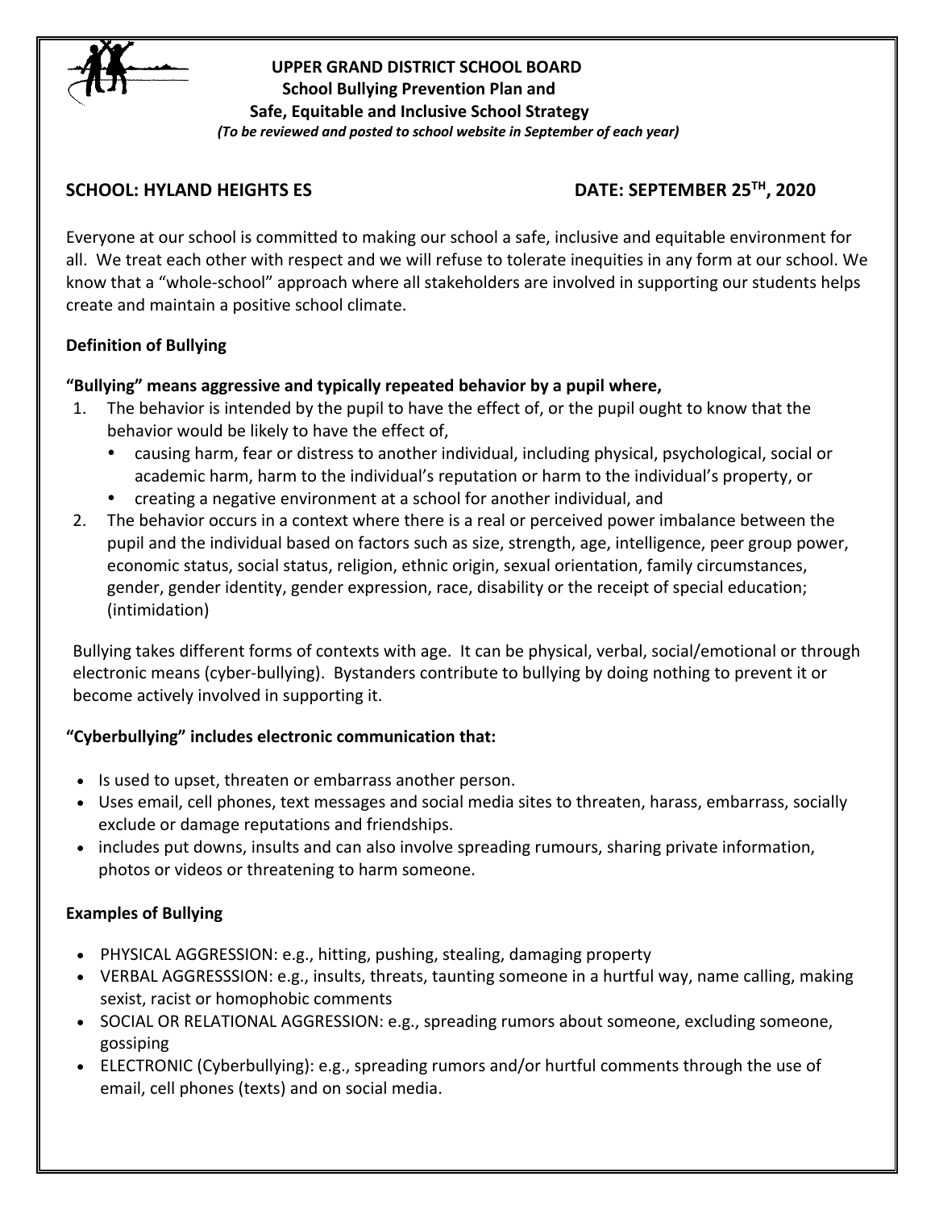# UPPER GRAND DISTRICT SCHOOL BOARD
## School Bullying Prevention Plan and Safe, Equitable and Inclusive School Strategy

*(To be reviewed and posted to school website in September of each year)*

**SCHOOL: HYLAND HEIGHTS ES** **DATE: SEPTEMBER 25TH, 2020**

Everyone at our school is committed to making our school a safe, inclusive and equitable environment for all. We treat each other with respect and we will refuse to tolerate inequities in any form at our school. We know that a "whole-school" approach where all stakeholders are involved in supporting our students helps create and maintain a positive school climate.

**Definition of Bullying**

**"Bullying" means aggressive and typically repeated behavior by a pupil where,**

1. The behavior is intended by the pupil to have the effect of, or the pupil ought to know that the behavior would be likely to have the effect of,
   - causing harm, fear or distress to another individual, including physical, psychological, social or academic harm, harm to the individual's reputation or harm to the individual's property, or
   - creating a negative environment at a school for another individual, and
2. The behavior occurs in a context where there is a real or perceived power imbalance between the pupil and the individual based on factors such as size, strength, age, intelligence, peer group power, economic status, social status, religion, ethnic origin, sexual orientation, family circumstances, gender, gender identity, gender expression, race, disability or the receipt of special education; (intimidation)

Bullying takes different forms of contexts with age. It can be physical, verbal, social/emotional or through electronic means (cyber-bullying). Bystanders contribute to bullying by doing nothing to prevent it or become actively involved in supporting it.

**"Cyberbullying" includes electronic communication that:**

- Is used to upset, threaten or embarrass another person.
- Uses email, cell phones, text messages and social media sites to threaten, harass, embarrass, socially exclude or damage reputations and friendships.
- includes put downs, insults and can also involve spreading rumours, sharing private information, photos or videos or threatening to harm someone.

**Examples of Bullying**

- PHYSICAL AGGRESSION: e.g., hitting, pushing, stealing, damaging property
- VERBAL AGGRESSSION: e.g., insults, threats, taunting someone in a hurtful way, name calling, making sexist, racist or homophobic comments
- SOCIAL OR RELATIONAL AGGRESSION: e.g., spreading rumors about someone, excluding someone, gossiping
- ELECTRONIC (Cyberbullying): e.g., spreading rumors and/or hurtful comments through the use of email, cell phones (texts) and on social media.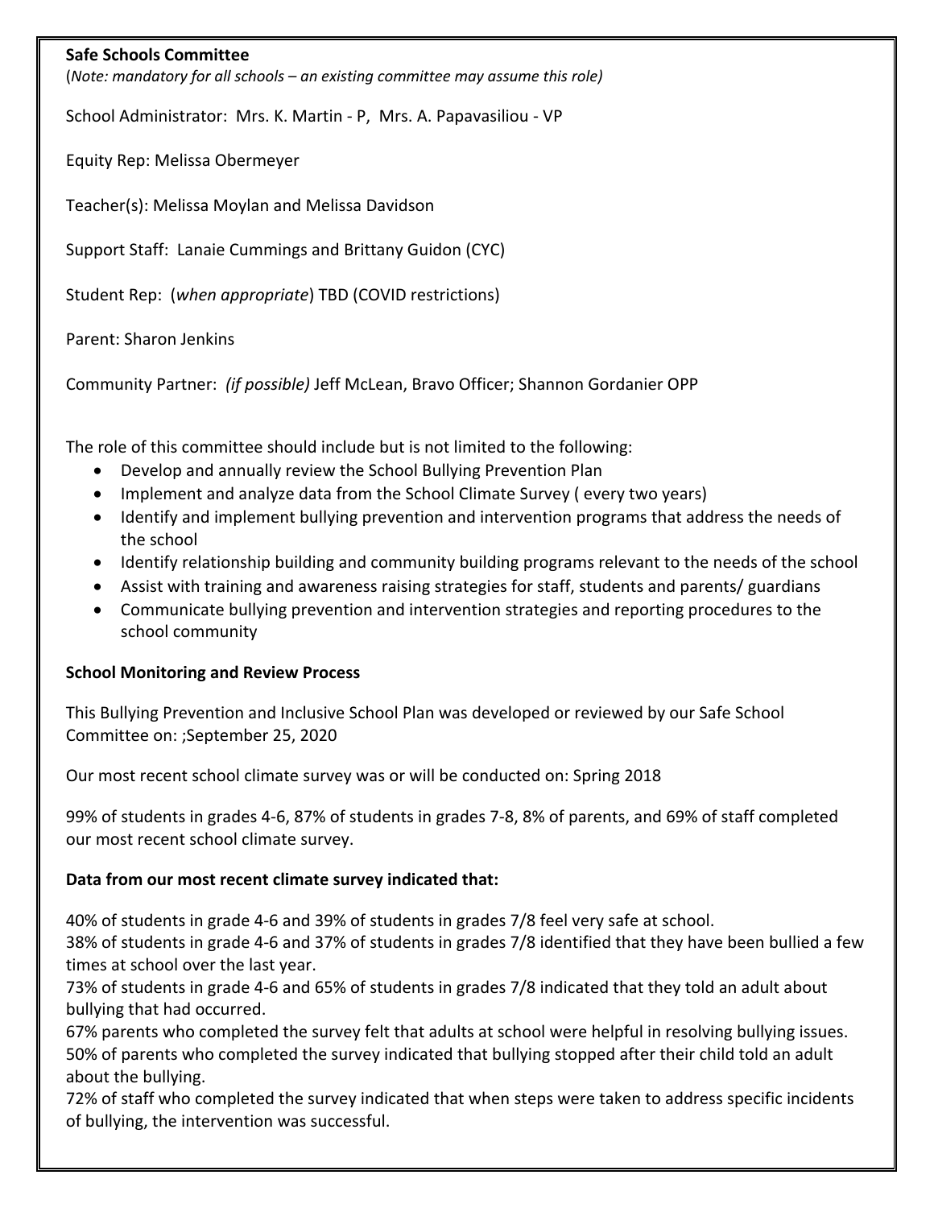**Safe Schools Committee**
(*Note: mandatory for all schools – an existing committee may assume this role)*

School Administrator: Mrs. K. Martin - P, Mrs. A. Papavasiliou - VP

Equity Rep: Melissa Obermeyer

Teacher(s): Melissa Moylan and Melissa Davidson

Support Staff: Lanaie Cummings and Brittany Guidon (CYC)

Student Rep: (*when appropriate*) TBD (COVID restrictions)

Parent: Sharon Jenkins

Community Partner: *(if possible)* Jeff McLean, Bravo Officer; Shannon Gordanier OPP

The role of this committee should include but is not limited to the following:

- Develop and annually review the School Bullying Prevention Plan
- Implement and analyze data from the School Climate Survey ( every two years)
- Identify and implement bullying prevention and intervention programs that address the needs of the school
- Identify relationship building and community building programs relevant to the needs of the school
- Assist with training and awareness raising strategies for staff, students and parents/ guardians
- Communicate bullying prevention and intervention strategies and reporting procedures to the school community

**School Monitoring and Review Process**

This Bullying Prevention and Inclusive School Plan was developed or reviewed by our Safe School Committee on: ;September 25, 2020

Our most recent school climate survey was or will be conducted on: Spring 2018

99% of students in grades 4-6, 87% of students in grades 7-8, 8% of parents, and 69% of staff completed our most recent school climate survey.

**Data from our most recent climate survey indicated that:**

40% of students in grade 4-6 and 39% of students in grades 7/8 feel very safe at school.
38% of students in grade 4-6 and 37% of students in grades 7/8 identified that they have been bullied a few times at school over the last year.
73% of students in grade 4-6 and 65% of students in grades 7/8 indicated that they told an adult about bullying that had occurred.
67% parents who completed the survey felt that adults at school were helpful in resolving bullying issues.
50% of parents who completed the survey indicated that bullying stopped after their child told an adult about the bullying.
72% of staff who completed the survey indicated that when steps were taken to address specific incidents of bullying, the intervention was successful.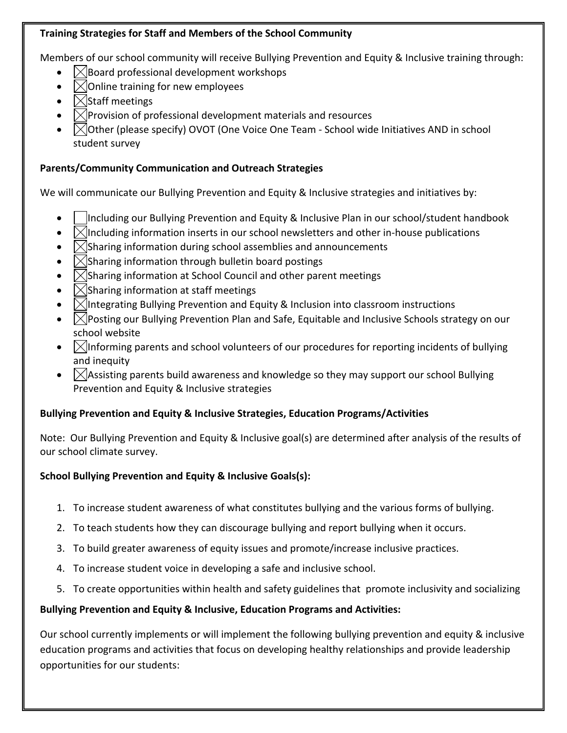**Training Strategies for Staff and Members of the School Community**

Members of our school community will receive Bullying Prevention and Equity & Inclusive training through:

- ☒ Board professional development workshops
- ☒ Online training for new employees
- ☒ Staff meetings
- ☒ Provision of professional development materials and resources
- ☒ Other (please specify) OVOT (One Voice One Team - School wide Initiatives AND in school student survey

**Parents/Community Communication and Outreach Strategies**

We will communicate our Bullying Prevention and Equity & Inclusive strategies and initiatives by:

- ☐ Including our Bullying Prevention and Equity & Inclusive Plan in our school/student handbook
- ☒ Including information inserts in our school newsletters and other in-house publications
- ☒ Sharing information during school assemblies and announcements
- ☒ Sharing information through bulletin board postings
- ☒ Sharing information at School Council and other parent meetings
- ☒ Sharing information at staff meetings
- ☒ Integrating Bullying Prevention and Equity & Inclusion into classroom instructions
- ☒ Posting our Bullying Prevention Plan and Safe, Equitable and Inclusive Schools strategy on our school website
- ☒ Informing parents and school volunteers of our procedures for reporting incidents of bullying and inequity
- ☒ Assisting parents build awareness and knowledge so they may support our school Bullying Prevention and Equity & Inclusive strategies

**Bullying Prevention and Equity & Inclusive Strategies, Education Programs/Activities**

Note: Our Bullying Prevention and Equity & Inclusive goal(s) are determined after analysis of the results of our school climate survey.

**School Bullying Prevention and Equity & Inclusive Goals(s):**

1. To increase student awareness of what constitutes bullying and the various forms of bullying.
2. To teach students how they can discourage bullying and report bullying when it occurs.
3. To build greater awareness of equity issues and promote/increase inclusive practices.
4. To increase student voice in developing a safe and inclusive school.
5. To create opportunities within health and safety guidelines that promote inclusivity and socializing

**Bullying Prevention and Equity & Inclusive, Education Programs and Activities:**

Our school currently implements or will implement the following bullying prevention and equity & inclusive education programs and activities that focus on developing healthy relationships and provide leadership opportunities for our students: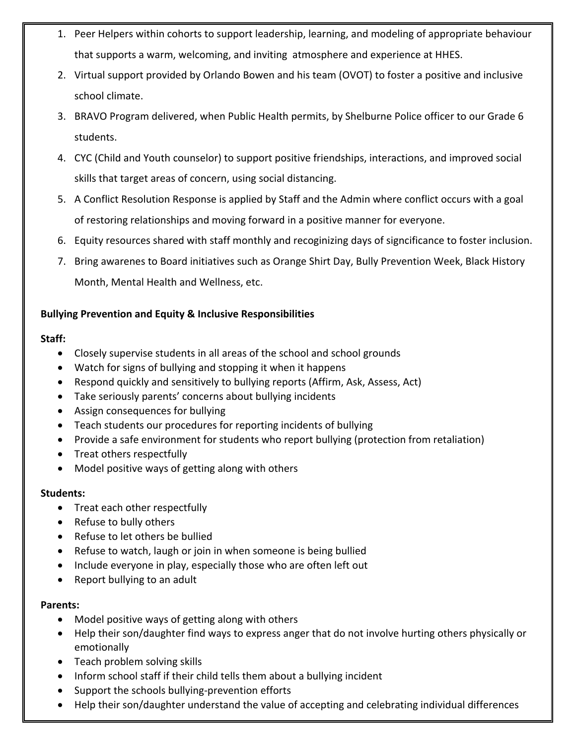1. Peer Helpers within cohorts to support leadership, learning, and modeling of appropriate behaviour that supports a warm, welcoming, and inviting  atmosphere and experience at HHES.
2. Virtual support provided by Orlando Bowen and his team (OVOT) to foster a positive and inclusive school climate.
3. BRAVO Program delivered, when Public Health permits, by Shelburne Police officer to our Grade 6 students.
4. CYC (Child and Youth counselor) to support positive friendships, interactions, and improved social skills that target areas of concern, using social distancing.
5. A Conflict Resolution Response is applied by Staff and the Admin where conflict occurs with a goal of restoring relationships and moving forward in a positive manner for everyone.
6. Equity resources shared with staff monthly and recoginizing days of signcificance to foster inclusion.
7. Bring awarenes to Board initiatives such as Orange Shirt Day, Bully Prevention Week, Black History Month, Mental Health and Wellness, etc.

**Bullying Prevention and Equity & Inclusive Responsibilities**

**Staff:**

- Closely supervise students in all areas of the school and school grounds
- Watch for signs of bullying and stopping it when it happens
- Respond quickly and sensitively to bullying reports (Affirm, Ask, Assess, Act)
- Take seriously parents' concerns about bullying incidents
- Assign consequences for bullying
- Teach students our procedures for reporting incidents of bullying
- Provide a safe environment for students who report bullying (protection from retaliation)
- Treat others respectfully
- Model positive ways of getting along with others

**Students:**

- Treat each other respectfully
- Refuse to bully others
- Refuse to let others be bullied
- Refuse to watch, laugh or join in when someone is being bullied
- Include everyone in play, especially those who are often left out
- Report bullying to an adult

**Parents:**

- Model positive ways of getting along with others
- Help their son/daughter find ways to express anger that do not involve hurting others physically or emotionally
- Teach problem solving skills
- Inform school staff if their child tells them about a bullying incident
- Support the schools bullying-prevention efforts
- Help their son/daughter understand the value of accepting and celebrating individual differences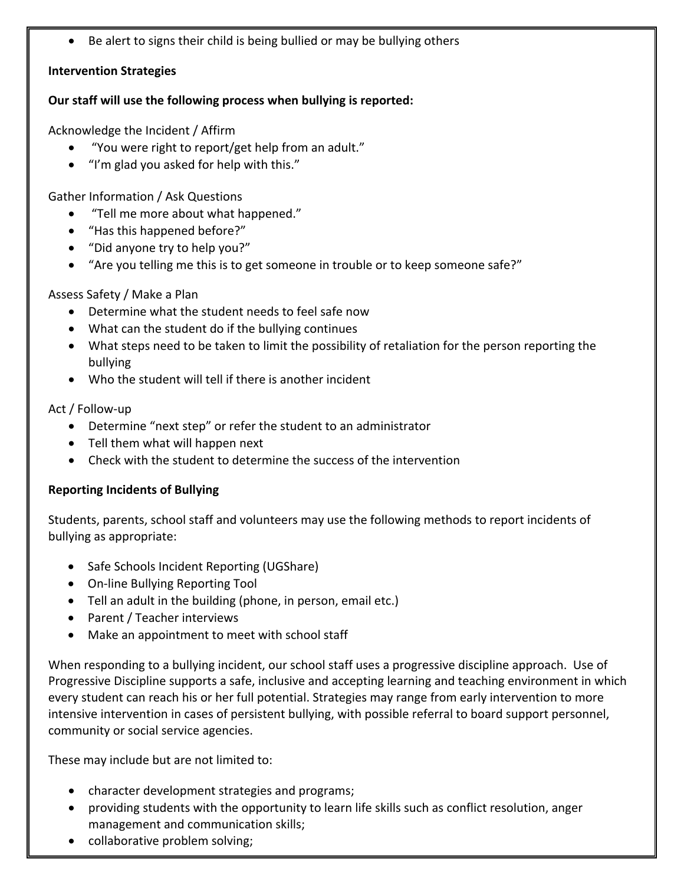- Be alert to signs their child is being bullied or may be bullying others

**Intervention Strategies**

**Our staff will use the following process when bullying is reported:**

Acknowledge the Incident / Affirm

- "You were right to report/get help from an adult."
- "I'm glad you asked for help with this."

Gather Information / Ask Questions

- "Tell me more about what happened."
- "Has this happened before?"
- "Did anyone try to help you?"
- "Are you telling me this is to get someone in trouble or to keep someone safe?"

Assess Safety / Make a Plan

- Determine what the student needs to feel safe now
- What can the student do if the bullying continues
- What steps need to be taken to limit the possibility of retaliation for the person reporting the bullying
- Who the student will tell if there is another incident

Act / Follow-up

- Determine "next step" or refer the student to an administrator
- Tell them what will happen next
- Check with the student to determine the success of the intervention

**Reporting Incidents of Bullying**

Students, parents, school staff and volunteers may use the following methods to report incidents of bullying as appropriate:

- Safe Schools Incident Reporting (UGShare)
- On-line Bullying Reporting Tool
- Tell an adult in the building (phone, in person, email etc.)
- Parent / Teacher interviews
- Make an appointment to meet with school staff

When responding to a bullying incident, our school staff uses a progressive discipline approach. Use of Progressive Discipline supports a safe, inclusive and accepting learning and teaching environment in which every student can reach his or her full potential. Strategies may range from early intervention to more intensive intervention in cases of persistent bullying, with possible referral to board support personnel, community or social service agencies.

These may include but are not limited to:

- character development strategies and programs;
- providing students with the opportunity to learn life skills such as conflict resolution, anger management and communication skills;
- collaborative problem solving;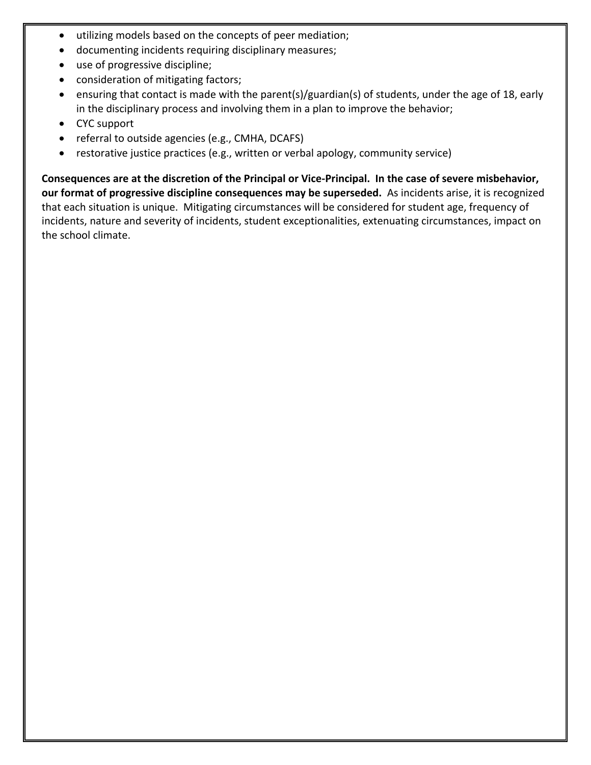- utilizing models based on the concepts of peer mediation;
- documenting incidents requiring disciplinary measures;
- use of progressive discipline;
- consideration of mitigating factors;
- ensuring that contact is made with the parent(s)/guardian(s) of students, under the age of 18, early in the disciplinary process and involving them in a plan to improve the behavior;
- CYC support
- referral to outside agencies (e.g., CMHA, DCAFS)
- restorative justice practices (e.g., written or verbal apology, community service)

**Consequences are at the discretion of the Principal or Vice-Principal. In the case of severe misbehavior, our format of progressive discipline consequences may be superseded.** As incidents arise, it is recognized that each situation is unique. Mitigating circumstances will be considered for student age, frequency of incidents, nature and severity of incidents, student exceptionalities, extenuating circumstances, impact on the school climate.